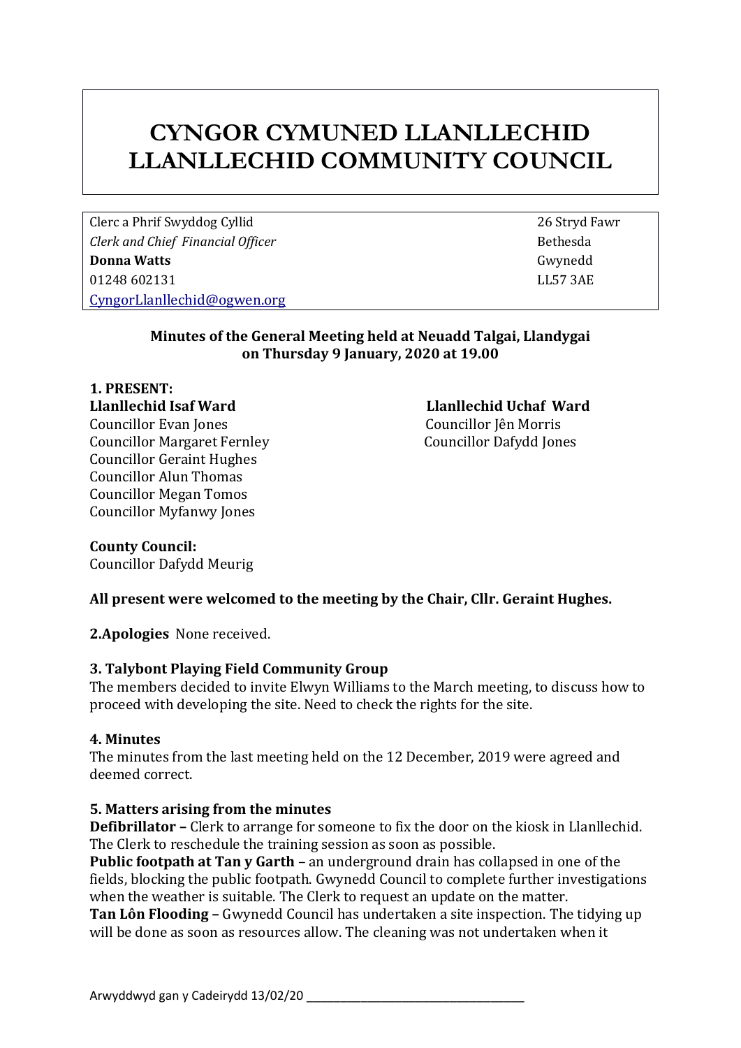# CYNGOR CYMUNED LLANLLECHID
# LLANLLECHID COMMUNITY COUNCIL

| | |
|---|---|
| Clerc a Phrif Swyddog Cyllid | 26 Stryd Fawr |
| *Clerk and Chief Financial Officer* | Bethesda |
| **Donna Watts** | Gwynedd |
| 01248 602131 | LL57 3AE |
| CyngorLlanllechid@ogwen.org | |

**Minutes of the General Meeting held at Neuadd Talgai, Llandygai on Thursday 9 January, 2020 at 19.00**

**1. PRESENT:**

**Llanllechid Isaf Ward**

Councillor Evan Jones
Councillor Margaret Fernley
Councillor Geraint Hughes
Councillor Alun Thomas
Councillor Megan Tomos
Councillor Myfanwy Jones

**Llanllechid Uchaf Ward**

Councillor Jên Morris
Councillor Dafydd Jones

**County Council:**
Councillor Dafydd Meurig

**All present were welcomed to the meeting by the Chair, Cllr. Geraint Hughes.**

**2.Apologies** None received.

**3. Talybont Playing Field Community Group**

The members decided to invite Elwyn Williams to the March meeting, to discuss how to proceed with developing the site. Need to check the rights for the site.

**4. Minutes**

The minutes from the last meeting held on the 12 December, 2019 were agreed and deemed correct.

**5. Matters arising from the minutes**

**Defibrillator –** Clerk to arrange for someone to fix the door on the kiosk in Llanllechid. The Clerk to reschedule the training session as soon as possible.

**Public footpath at Tan y Garth** – an underground drain has collapsed in one of the fields, blocking the public footpath. Gwynedd Council to complete further investigations when the weather is suitable. The Clerk to request an update on the matter.

**Tan Lôn Flooding –** Gwynedd Council has undertaken a site inspection. The tidying up will be done as soon as resources allow. The cleaning was not undertaken when it

Arwyddwyd gan y Cadeirydd 13/02/20 ___________________________________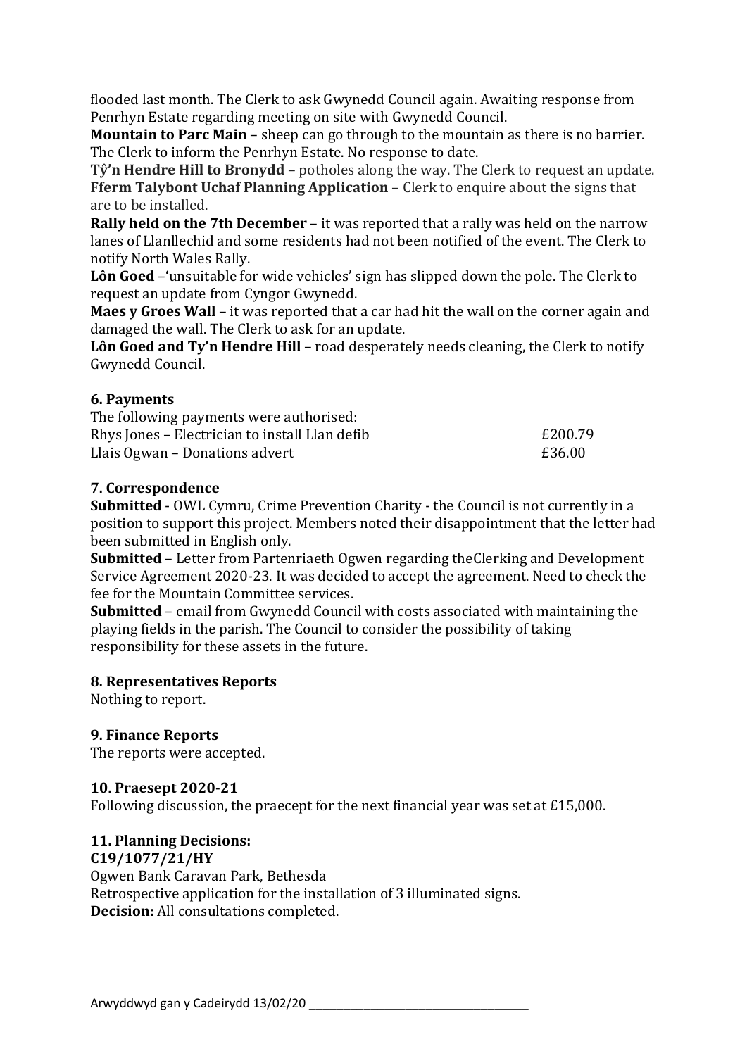flooded last month. The Clerk to ask Gwynedd Council again. Awaiting response from Penrhyn Estate regarding meeting on site with Gwynedd Council.

**Mountain to Parc Main** – sheep can go through to the mountain as there is no barrier. The Clerk to inform the Penrhyn Estate. No response to date.

**Tŷ'n Hendre Hill to Bronydd** – potholes along the way. The Clerk to request an update.

**Fferm Talybont Uchaf Planning Application** – Clerk to enquire about the signs that are to be installed.

**Rally held on the 7th December** – it was reported that a rally was held on the narrow lanes of Llanllechid and some residents had not been notified of the event. The Clerk to notify North Wales Rally.

**Lôn Goed** –'unsuitable for wide vehicles' sign has slipped down the pole. The Clerk to request an update from Cyngor Gwynedd.

**Maes y Groes Wall** – it was reported that a car had hit the wall on the corner again and damaged the wall. The Clerk to ask for an update.

**Lôn Goed and Ty'n Hendre Hill** – road desperately needs cleaning, the Clerk to notify Gwynedd Council.

### 6. Payments

The following payments were authorised:

| | |
|---|---|
| Rhys Jones – Electrician to install Llan defib | £200.79 |
| Llais Ogwan – Donations advert | £36.00 |

### 7. Correspondence

**Submitted** - OWL Cymru, Crime Prevention Charity - the Council is not currently in a position to support this project. Members noted their disappointment that the letter had been submitted in English only.

**Submitted** – Letter from Partenriaeth Ogwen regarding theClerking and Development Service Agreement 2020-23. It was decided to accept the agreement. Need to check the fee for the Mountain Committee services.

**Submitted** – email from Gwynedd Council with costs associated with maintaining the playing fields in the parish. The Council to consider the possibility of taking responsibility for these assets in the future.

### 8. Representatives Reports

Nothing to report.

### 9. Finance Reports

The reports were accepted.

### 10. Praesept 2020-21

Following discussion, the praecept for the next financial year was set at £15,000.

### 11. Planning Decisions:

**C19/1077/21/HY**
Ogwen Bank Caravan Park, Bethesda
Retrospective application for the installation of 3 illuminated signs.
**Decision:** All consultations completed.

Arwyddwyd gan y Cadeirydd 13/02/20 ___________________________________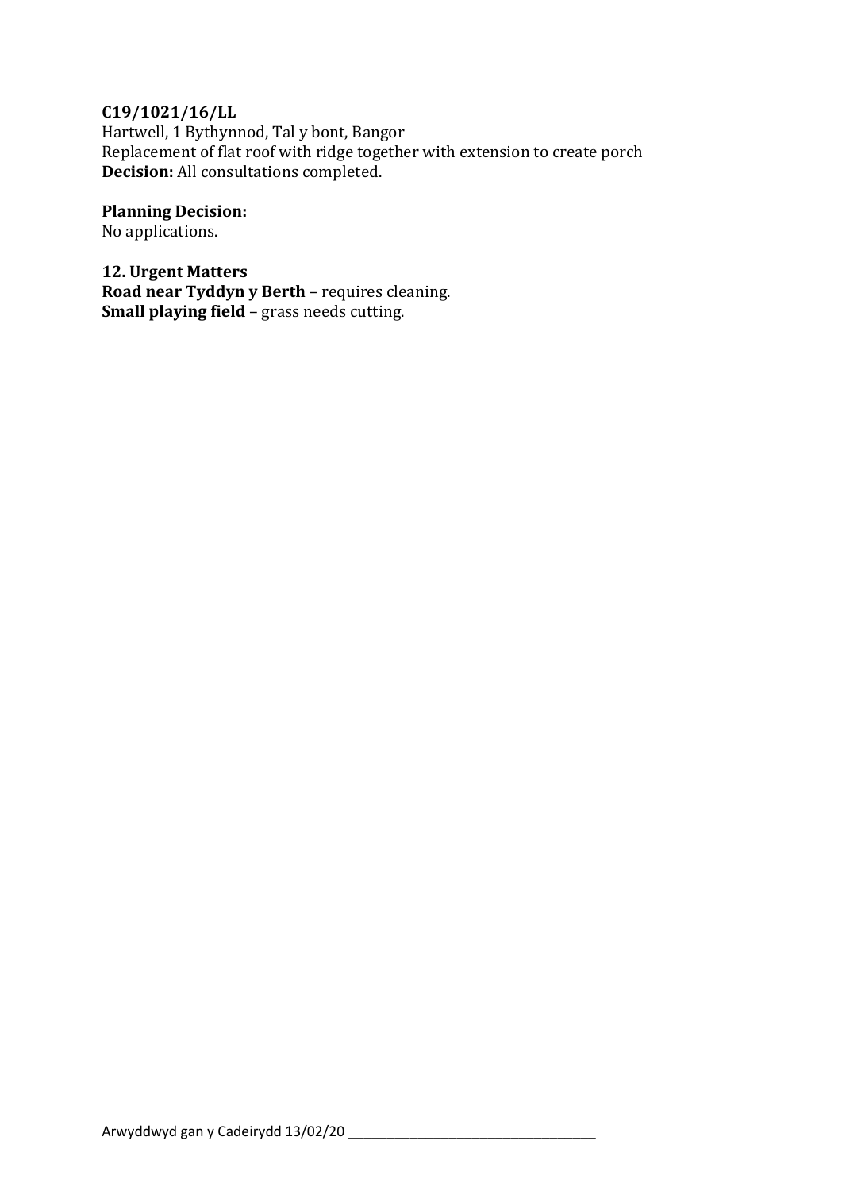**C19/1021/16/LL**
Hartwell, 1 Bythynnod, Tal y bont, Bangor
Replacement of flat roof with ridge together with extension to create porch
**Decision:** All consultations completed.

**Planning Decision:**
No applications.

**12. Urgent Matters**
**Road near Tyddyn y Berth** – requires cleaning.
**Small playing field** – grass needs cutting.

Arwyddwyd gan y Cadeirydd 13/02/20 ________________________________